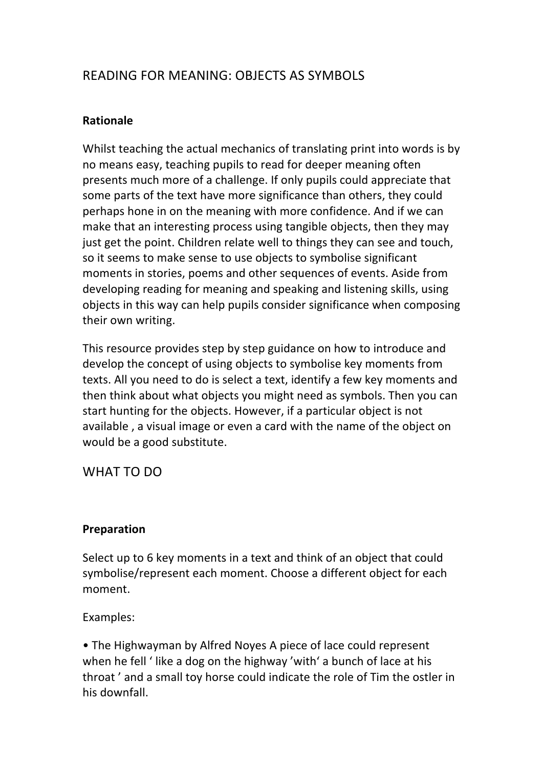# READING FOR MEANING: OBJECTS AS SYMBOLS

**Rationale**

Whilst teaching the actual mechanics of translating print into words is by no means easy, teaching pupils to read for deeper meaning often presents much more of a challenge. If only pupils could appreciate that some parts of the text have more significance than others, they could perhaps hone in on the meaning with more confidence. And if we can make that an interesting process using tangible objects, then they may just get the point. Children relate well to things they can see and touch, so it seems to make sense to use objects to symbolise significant moments in stories, poems and other sequences of events. Aside from developing reading for meaning and speaking and listening skills, using objects in this way can help pupils consider significance when composing their own writing.

This resource provides step by step guidance on how to introduce and develop the concept of using objects to symbolise key moments from texts. All you need to do is select a text, identify a few key moments and then think about what objects you might need as symbols. Then you can start hunting for the objects. However, if a particular object is not available , a visual image or even a card with the name of the object on would be a good substitute.

## WHAT TO DO

**Preparation**

Select up to 6 key moments in a text and think of an object that could symbolise/represent each moment. Choose a different object for each moment.

Examples:

• The Highwayman by Alfred Noyes A piece of lace could represent when he fell ' like a dog on the highway 'with' a bunch of lace at his throat ' and a small toy horse could indicate the role of Tim the ostler in his downfall.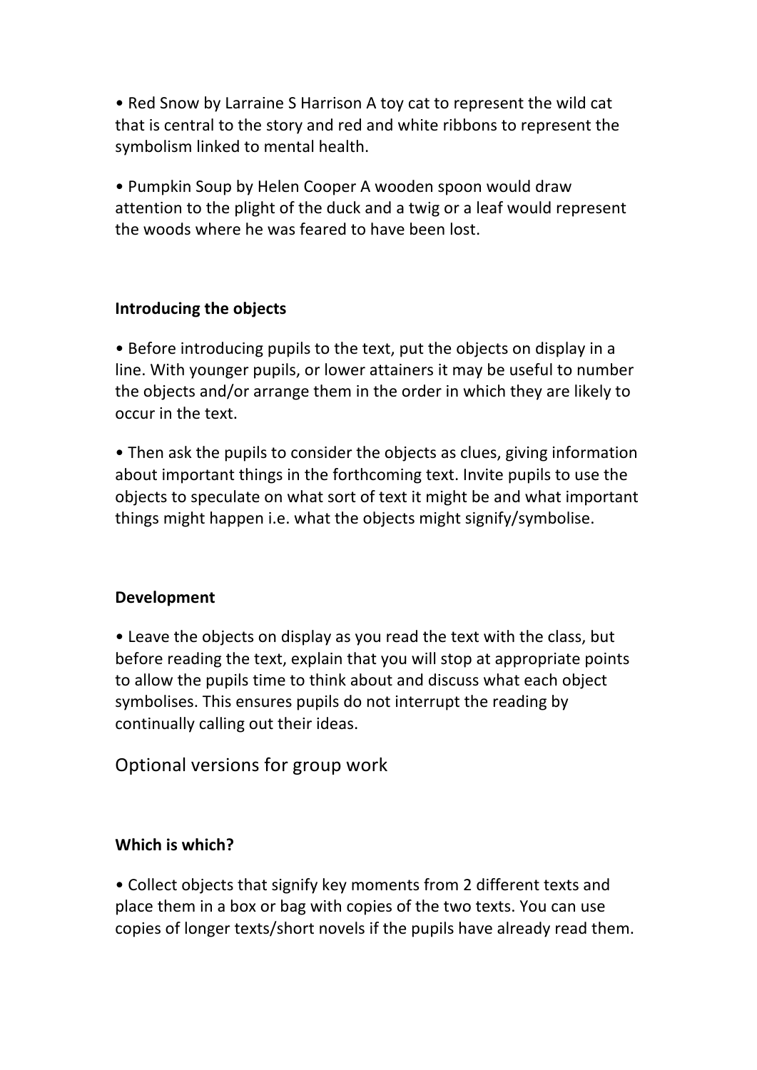- Red Snow by Larraine S Harrison A toy cat to represent the wild cat that is central to the story and red and white ribbons to represent the symbolism linked to mental health.

- Pumpkin Soup by Helen Cooper A wooden spoon would draw attention to the plight of the duck and a twig or a leaf would represent the woods where he was feared to have been lost.

**Introducing the objects**

- Before introducing pupils to the text, put the objects on display in a line. With younger pupils, or lower attainers it may be useful to number the objects and/or arrange them in the order in which they are likely to occur in the text.

- Then ask the pupils to consider the objects as clues, giving information about important things in the forthcoming text. Invite pupils to use the objects to speculate on what sort of text it might be and what important things might happen i.e. what the objects might signify/symbolise.

**Development**

- Leave the objects on display as you read the text with the class, but before reading the text, explain that you will stop at appropriate points to allow the pupils time to think about and discuss what each object symbolises. This ensures pupils do not interrupt the reading by continually calling out their ideas.

Optional versions for group work

**Which is which?**

- Collect objects that signify key moments from 2 different texts and place them in a box or bag with copies of the two texts. You can use copies of longer texts/short novels if the pupils have already read them.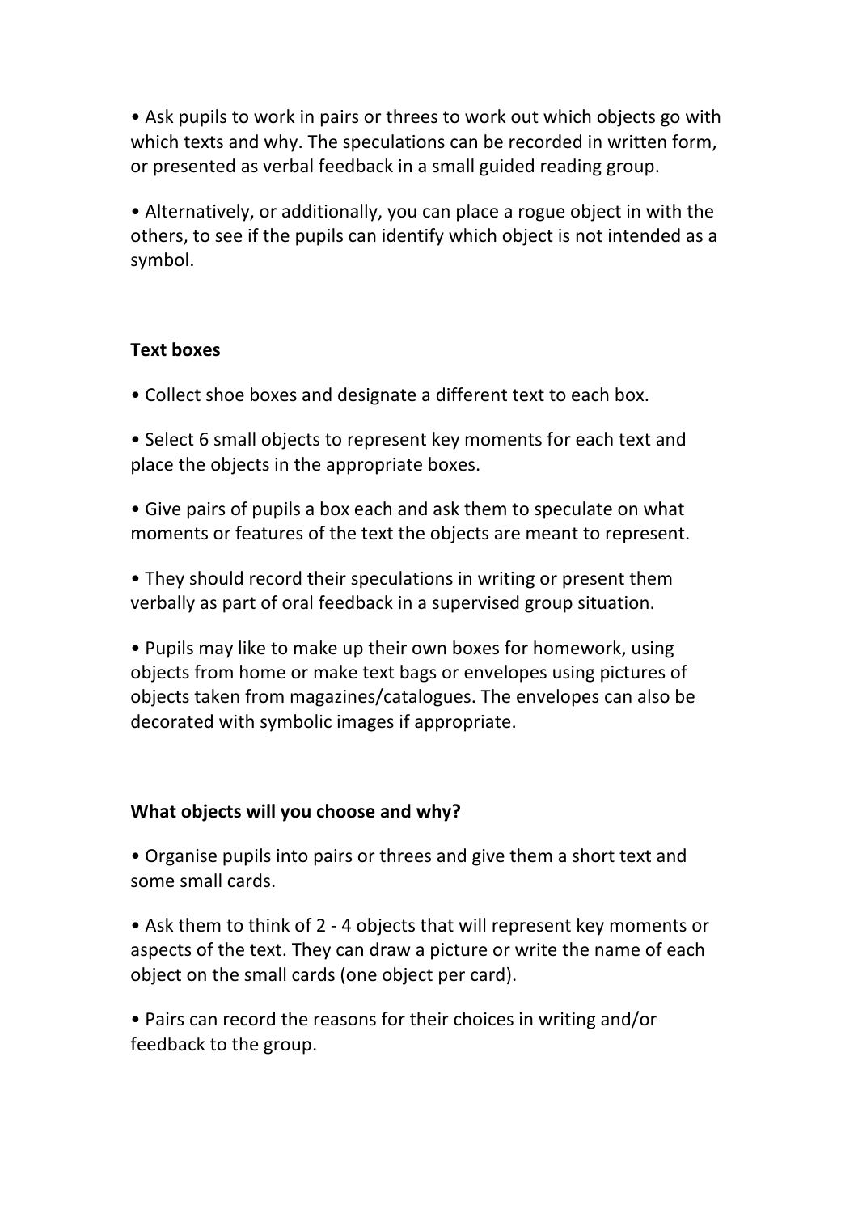- Ask pupils to work in pairs or threes to work out which objects go with which texts and why. The speculations can be recorded in written form, or presented as verbal feedback in a small guided reading group.

- Alternatively, or additionally, you can place a rogue object in with the others, to see if the pupils can identify which object is not intended as a symbol.

**Text boxes**

- Collect shoe boxes and designate a different text to each box.

- Select 6 small objects to represent key moments for each text and place the objects in the appropriate boxes.

- Give pairs of pupils a box each and ask them to speculate on what moments or features of the text the objects are meant to represent.

- They should record their speculations in writing or present them verbally as part of oral feedback in a supervised group situation.

- Pupils may like to make up their own boxes for homework, using objects from home or make text bags or envelopes using pictures of objects taken from magazines/catalogues. The envelopes can also be decorated with symbolic images if appropriate.

**What objects will you choose and why?**

- Organise pupils into pairs or threes and give them a short text and some small cards.

- Ask them to think of 2 - 4 objects that will represent key moments or aspects of the text. They can draw a picture or write the name of each object on the small cards (one object per card).

- Pairs can record the reasons for their choices in writing and/or feedback to the group.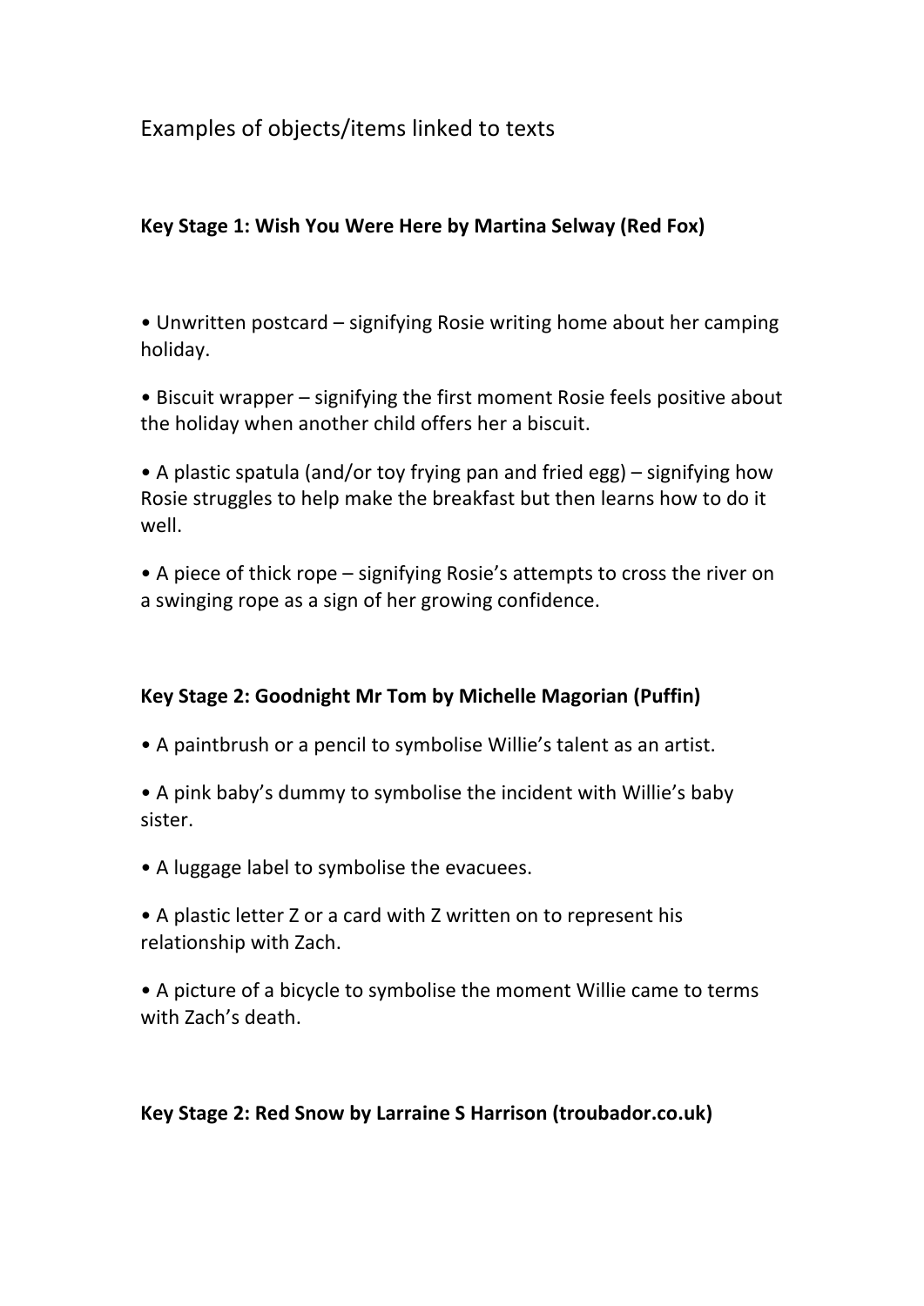Examples of objects/items linked to texts

**Key Stage 1: Wish You Were Here by Martina Selway (Red Fox)**

- Unwritten postcard – signifying Rosie writing home about her camping holiday.
- Biscuit wrapper – signifying the first moment Rosie feels positive about the holiday when another child offers her a biscuit.
- A plastic spatula (and/or toy frying pan and fried egg) – signifying how Rosie struggles to help make the breakfast but then learns how to do it well.
- A piece of thick rope – signifying Rosie's attempts to cross the river on a swinging rope as a sign of her growing confidence.

**Key Stage 2: Goodnight Mr Tom by Michelle Magorian (Puffin)**

- A paintbrush or a pencil to symbolise Willie's talent as an artist.
- A pink baby's dummy to symbolise the incident with Willie's baby sister.
- A luggage label to symbolise the evacuees.
- A plastic letter Z or a card with Z written on to represent his relationship with Zach.
- A picture of a bicycle to symbolise the moment Willie came to terms with Zach's death.

**Key Stage 2: Red Snow by Larraine S Harrison (troubador.co.uk)**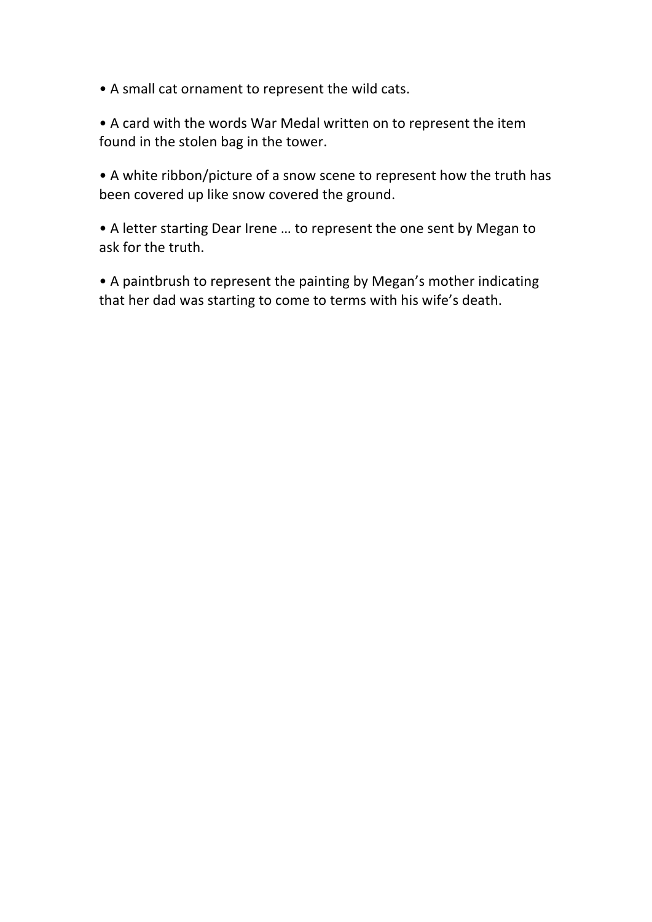- A small cat ornament to represent the wild cats.
- A card with the words War Medal written on to represent the item found in the stolen bag in the tower.
- A white ribbon/picture of a snow scene to represent how the truth has been covered up like snow covered the ground.
- A letter starting Dear Irene … to represent the one sent by Megan to ask for the truth.
- A paintbrush to represent the painting by Megan's mother indicating that her dad was starting to come to terms with his wife's death.